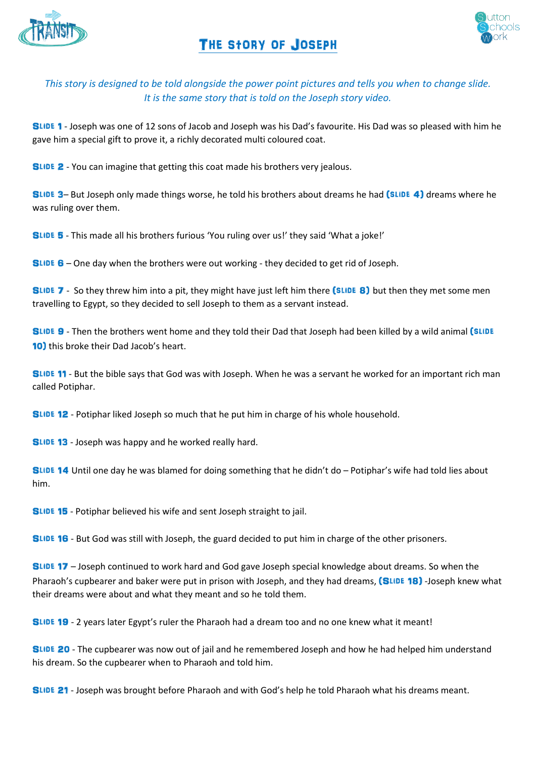# The Story of Joseph

*This story is designed to be told alongside the power point pictures and tells you when to change slide. It is the same story that is told on the Joseph story video.*

**Slide 1** - Joseph was one of 12 sons of Jacob and Joseph was his Dad's favourite. His Dad was so pleased with him he gave him a special gift to prove it, a richly decorated multi coloured coat.

**Slide 2** - You can imagine that getting this coat made his brothers very jealous.

**Slide 3**– But Joseph only made things worse, he told his brothers about dreams he had **(Slide 4)** dreams where he was ruling over them.

**Slide 5** - This made all his brothers furious 'You ruling over us!' they said 'What a joke!'

**Slide 6** – One day when the brothers were out working - they decided to get rid of Joseph.

**Slide 7** - So they threw him into a pit, they might have just left him there **(Slide 8)** but then they met some men travelling to Egypt, so they decided to sell Joseph to them as a servant instead.

**Slide 9** - Then the brothers went home and they told their Dad that Joseph had been killed by a wild animal **(Slide 10)** this broke their Dad Jacob's heart.

**Slide 11** - But the bible says that God was with Joseph. When he was a servant he worked for an important rich man called Potiphar.

**Slide 12** - Potiphar liked Joseph so much that he put him in charge of his whole household.

**Slide 13** - Joseph was happy and he worked really hard.

**Slide 14** Until one day he was blamed for doing something that he didn't do – Potiphar's wife had told lies about him.

**Slide 15** - Potiphar believed his wife and sent Joseph straight to jail.

**Slide 16** - But God was still with Joseph, the guard decided to put him in charge of the other prisoners.

**Slide 17** – Joseph continued to work hard and God gave Joseph special knowledge about dreams. So when the Pharaoh's cupbearer and baker were put in prison with Joseph, and they had dreams, **(Slide 18)** -Joseph knew what their dreams were about and what they meant and so he told them.

**Slide 19** - 2 years later Egypt's ruler the Pharaoh had a dream too and no one knew what it meant!

**Slide 20** - The cupbearer was now out of jail and he remembered Joseph and how he had helped him understand his dream. So the cupbearer when to Pharaoh and told him.

**Slide 21** - Joseph was brought before Pharaoh and with God's help he told Pharaoh what his dreams meant.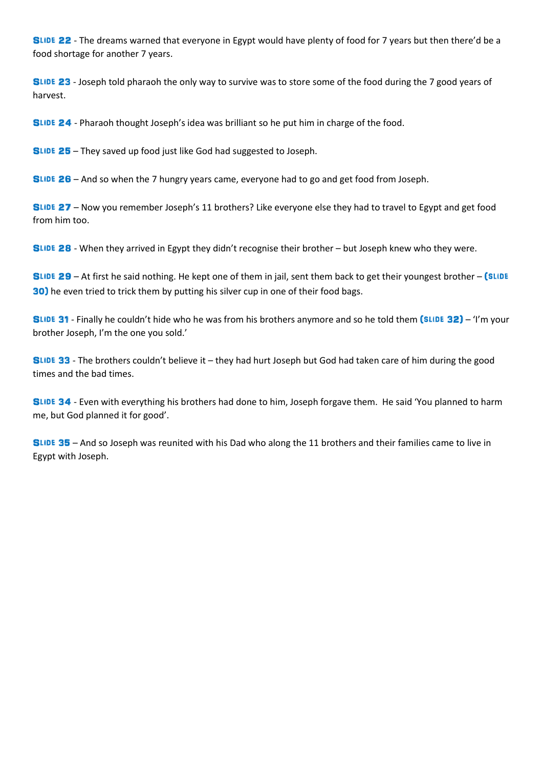**Slide 22** - The dreams warned that everyone in Egypt would have plenty of food for 7 years but then there'd be a food shortage for another 7 years.

**Slide 23** - Joseph told pharaoh the only way to survive was to store some of the food during the 7 good years of harvest.

**Slide 24** - Pharaoh thought Joseph's idea was brilliant so he put him in charge of the food.

**Slide 25** – They saved up food just like God had suggested to Joseph.

**Slide 26** – And so when the 7 hungry years came, everyone had to go and get food from Joseph.

**Slide 27** – Now you remember Joseph's 11 brothers? Like everyone else they had to travel to Egypt and get food from him too.

**Slide 28** - When they arrived in Egypt they didn't recognise their brother – but Joseph knew who they were.

**Slide 29** – At first he said nothing. He kept one of them in jail, sent them back to get their youngest brother – **(Slide 30)** he even tried to trick them by putting his silver cup in one of their food bags.

**Slide 31** - Finally he couldn't hide who he was from his brothers anymore and so he told them **(Slide 32)** – 'I'm your brother Joseph, I'm the one you sold.'

**Slide 33** - The brothers couldn't believe it – they had hurt Joseph but God had taken care of him during the good times and the bad times.

**Slide 34** - Even with everything his brothers had done to him, Joseph forgave them. He said 'You planned to harm me, but God planned it for good'.

**Slide 35** – And so Joseph was reunited with his Dad who along the 11 brothers and their families came to live in Egypt with Joseph.